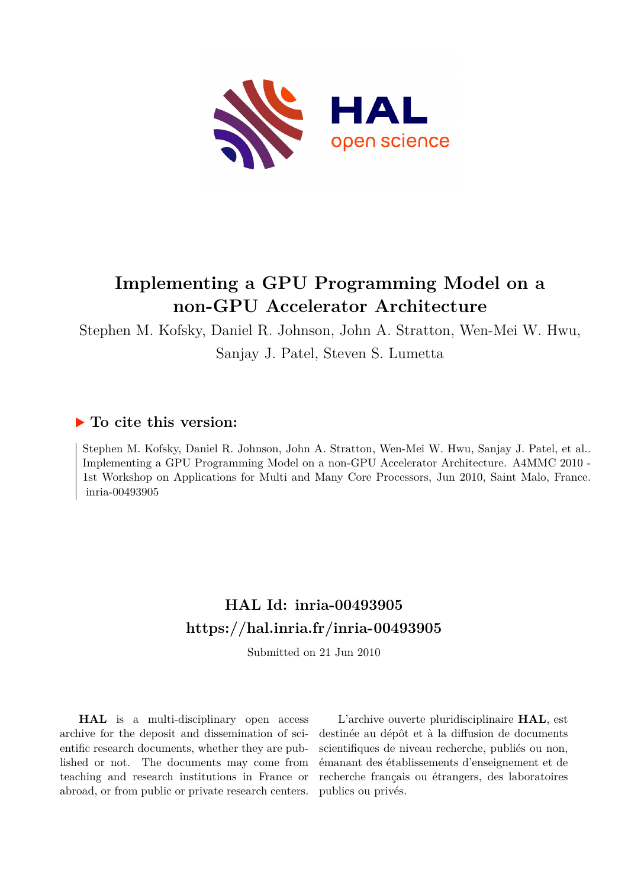# Implementing a GPU Programming Model on a non-GPU Accelerator Architecture

Stephen M. Kofsky, Daniel R. Johnson, John A. Stratton, Wen-Mei W. Hwu, Sanjay J. Patel, Steven S. Lumetta

### ▶ To cite this version:

Stephen M. Kofsky, Daniel R. Johnson, John A. Stratton, Wen-Mei W. Hwu, Sanjay J. Patel, et al.. Implementing a GPU Programming Model on a non-GPU Accelerator Architecture. A4MMC 2010 - 1st Workshop on Applications for Multi and Many Core Processors, Jun 2010, Saint Malo, France. inria-00493905

## HAL Id: inria-00493905
## https://hal.inria.fr/inria-00493905

Submitted on 21 Jun 2010

**HAL** is a multi-disciplinary open access archive for the deposit and dissemination of scientific research documents, whether they are published or not. The documents may come from teaching and research institutions in France or abroad, or from public or private research centers.

L'archive ouverte pluridisciplinaire **HAL**, est destinée au dépôt et à la diffusion de documents scientifiques de niveau recherche, publiés ou non, émanant des établissements d'enseignement et de recherche français ou étrangers, des laboratoires publics ou privés.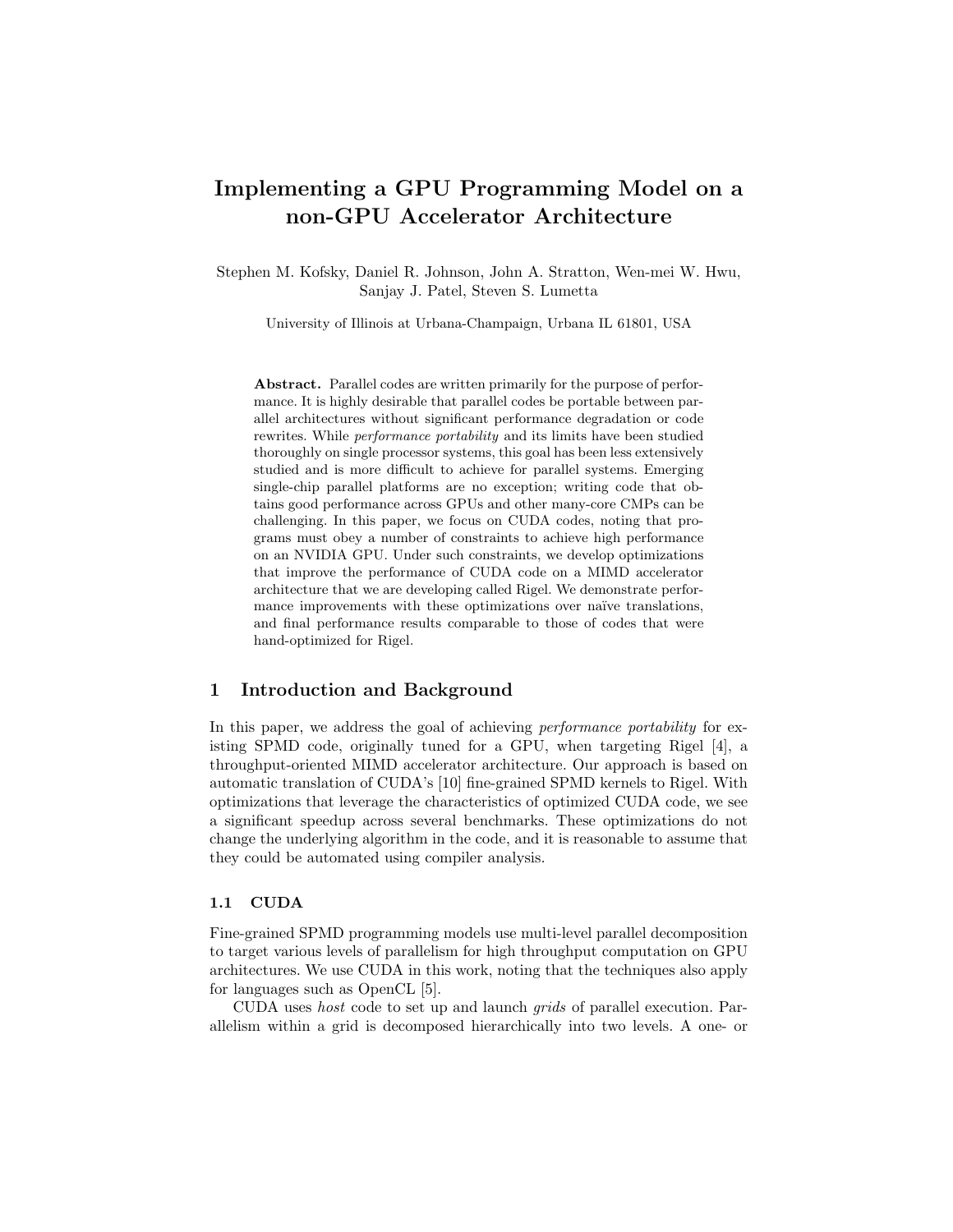# Implementing a GPU Programming Model on a non-GPU Accelerator Architecture

Stephen M. Kofsky, Daniel R. Johnson, John A. Stratton, Wen-mei W. Hwu, Sanjay J. Patel, Steven S. Lumetta

University of Illinois at Urbana-Champaign, Urbana IL 61801, USA

**Abstract.** Parallel codes are written primarily for the purpose of performance. It is highly desirable that parallel codes be portable between parallel architectures without significant performance degradation or code rewrites. While *performance portability* and its limits have been studied thoroughly on single processor systems, this goal has been less extensively studied and is more difficult to achieve for parallel systems. Emerging single-chip parallel platforms are no exception; writing code that obtains good performance across GPUs and other many-core CMPs can be challenging. In this paper, we focus on CUDA codes, noting that programs must obey a number of constraints to achieve high performance on an NVIDIA GPU. Under such constraints, we develop optimizations that improve the performance of CUDA code on a MIMD accelerator architecture that we are developing called Rigel. We demonstrate performance improvements with these optimizations over naïve translations, and final performance results comparable to those of codes that were hand-optimized for Rigel.

## 1 Introduction and Background

In this paper, we address the goal of achieving *performance portability* for existing SPMD code, originally tuned for a GPU, when targeting Rigel [4], a throughput-oriented MIMD accelerator architecture. Our approach is based on automatic translation of CUDA's [10] fine-grained SPMD kernels to Rigel. With optimizations that leverage the characteristics of optimized CUDA code, we see a significant speedup across several benchmarks. These optimizations do not change the underlying algorithm in the code, and it is reasonable to assume that they could be automated using compiler analysis.

### 1.1 CUDA

Fine-grained SPMD programming models use multi-level parallel decomposition to target various levels of parallelism for high throughput computation on GPU architectures. We use CUDA in this work, noting that the techniques also apply for languages such as OpenCL [5].

CUDA uses *host* code to set up and launch *grids* of parallel execution. Parallelism within a grid is decomposed hierarchically into two levels. A one- or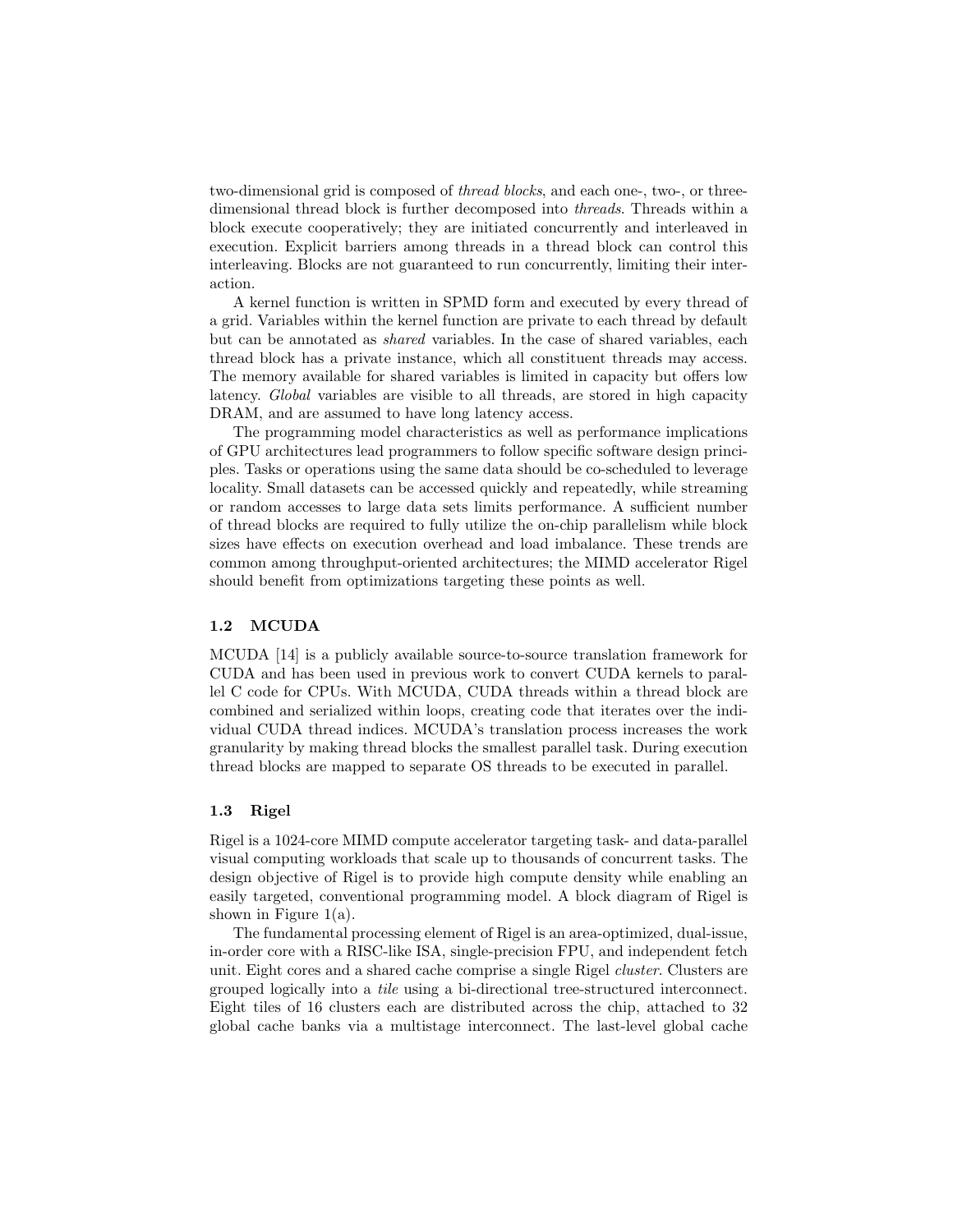two-dimensional grid is composed of *thread blocks*, and each one-, two-, or three-dimensional thread block is further decomposed into *threads*. Threads within a block execute cooperatively; they are initiated concurrently and interleaved in execution. Explicit barriers among threads in a thread block can control this interleaving. Blocks are not guaranteed to run concurrently, limiting their interaction.

A kernel function is written in SPMD form and executed by every thread of a grid. Variables within the kernel function are private to each thread by default but can be annotated as *shared* variables. In the case of shared variables, each thread block has a private instance, which all constituent threads may access. The memory available for shared variables is limited in capacity but offers low latency. *Global* variables are visible to all threads, are stored in high capacity DRAM, and are assumed to have long latency access.

The programming model characteristics as well as performance implications of GPU architectures lead programmers to follow specific software design principles. Tasks or operations using the same data should be co-scheduled to leverage locality. Small datasets can be accessed quickly and repeatedly, while streaming or random accesses to large data sets limits performance. A sufficient number of thread blocks are required to fully utilize the on-chip parallelism while block sizes have effects on execution overhead and load imbalance. These trends are common among throughput-oriented architectures; the MIMD accelerator Rigel should benefit from optimizations targeting these points as well.

### 1.2 MCUDA

MCUDA [14] is a publicly available source-to-source translation framework for CUDA and has been used in previous work to convert CUDA kernels to parallel C code for CPUs. With MCUDA, CUDA threads within a thread block are combined and serialized within loops, creating code that iterates over the individual CUDA thread indices. MCUDA's translation process increases the work granularity by making thread blocks the smallest parallel task. During execution thread blocks are mapped to separate OS threads to be executed in parallel.

### 1.3 Rigel

Rigel is a 1024-core MIMD compute accelerator targeting task- and data-parallel visual computing workloads that scale up to thousands of concurrent tasks. The design objective of Rigel is to provide high compute density while enabling an easily targeted, conventional programming model. A block diagram of Rigel is shown in Figure 1(a).

The fundamental processing element of Rigel is an area-optimized, dual-issue, in-order core with a RISC-like ISA, single-precision FPU, and independent fetch unit. Eight cores and a shared cache comprise a single Rigel *cluster*. Clusters are grouped logically into a *tile* using a bi-directional tree-structured interconnect. Eight tiles of 16 clusters each are distributed across the chip, attached to 32 global cache banks via a multistage interconnect. The last-level global cache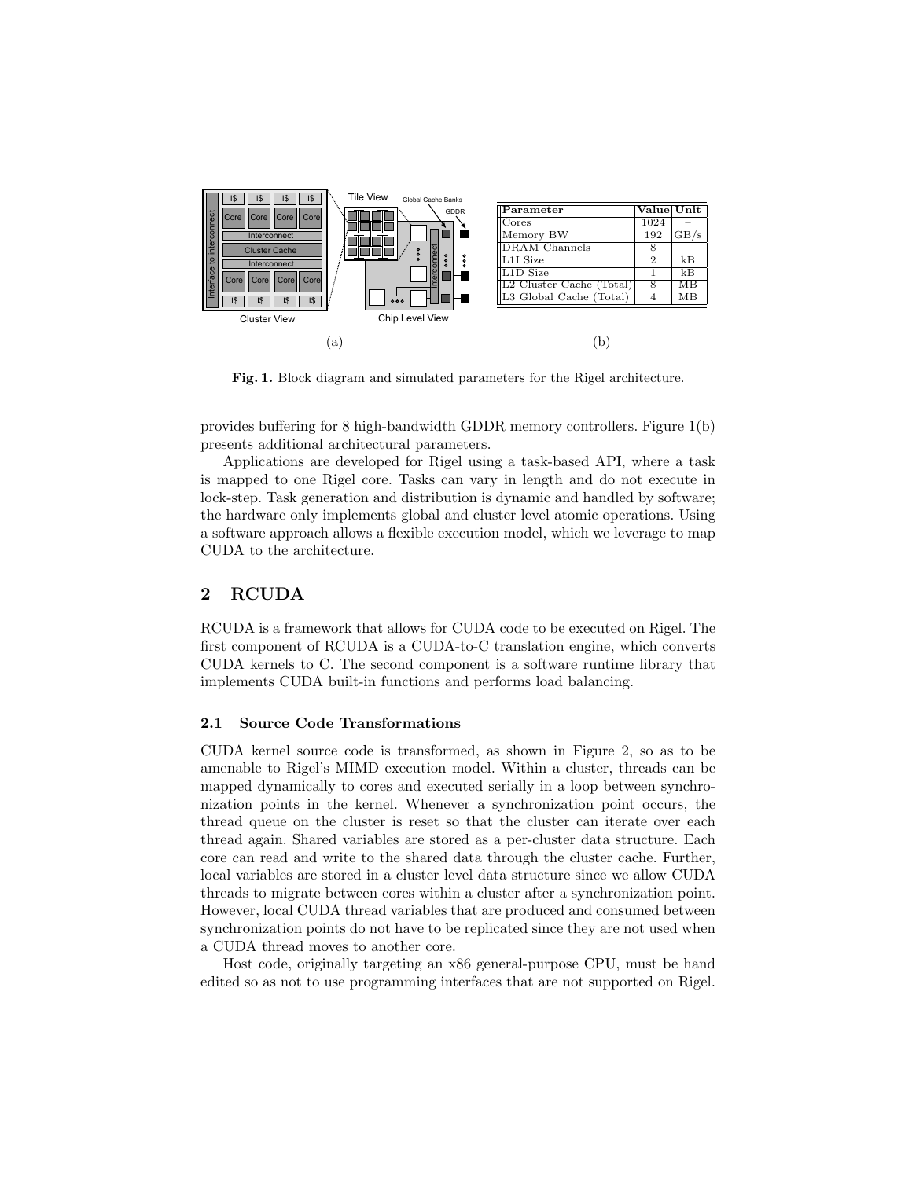| Parameter | Value | Unit |
|---|---|---|
| Cores | 1024 | – |
| Memory BW | 192 | GB/s |
| DRAM Channels | 8 | – |
| L1I Size | 2 | kB |
| L1D Size | 1 | kB |
| L2 Cluster Cache (Total) | 8 | MB |
| L3 Global Cache (Total) | 4 | MB |

(a) (b)

**Fig. 1.** Block diagram and simulated parameters for the Rigel architecture.

provides buffering for 8 high-bandwidth GDDR memory controllers. Figure 1(b) presents additional architectural parameters.

Applications are developed for Rigel using a task-based API, where a task is mapped to one Rigel core. Tasks can vary in length and do not execute in lock-step. Task generation and distribution is dynamic and handled by software; the hardware only implements global and cluster level atomic operations. Using a software approach allows a flexible execution model, which we leverage to map CUDA to the architecture.

## 2 RCUDA

RCUDA is a framework that allows for CUDA code to be executed on Rigel. The first component of RCUDA is a CUDA-to-C translation engine, which converts CUDA kernels to C. The second component is a software runtime library that implements CUDA built-in functions and performs load balancing.

### 2.1 Source Code Transformations

CUDA kernel source code is transformed, as shown in Figure 2, so as to be amenable to Rigel's MIMD execution model. Within a cluster, threads can be mapped dynamically to cores and executed serially in a loop between synchronization points in the kernel. Whenever a synchronization point occurs, the thread queue on the cluster is reset so that the cluster can iterate over each thread again. Shared variables are stored as a per-cluster data structure. Each core can read and write to the shared data through the cluster cache. Further, local variables are stored in a cluster level data structure since we allow CUDA threads to migrate between cores within a cluster after a synchronization point. However, local CUDA thread variables that are produced and consumed between synchronization points do not have to be replicated since they are not used when a CUDA thread moves to another core.

Host code, originally targeting an x86 general-purpose CPU, must be hand edited so as not to use programming interfaces that are not supported on Rigel.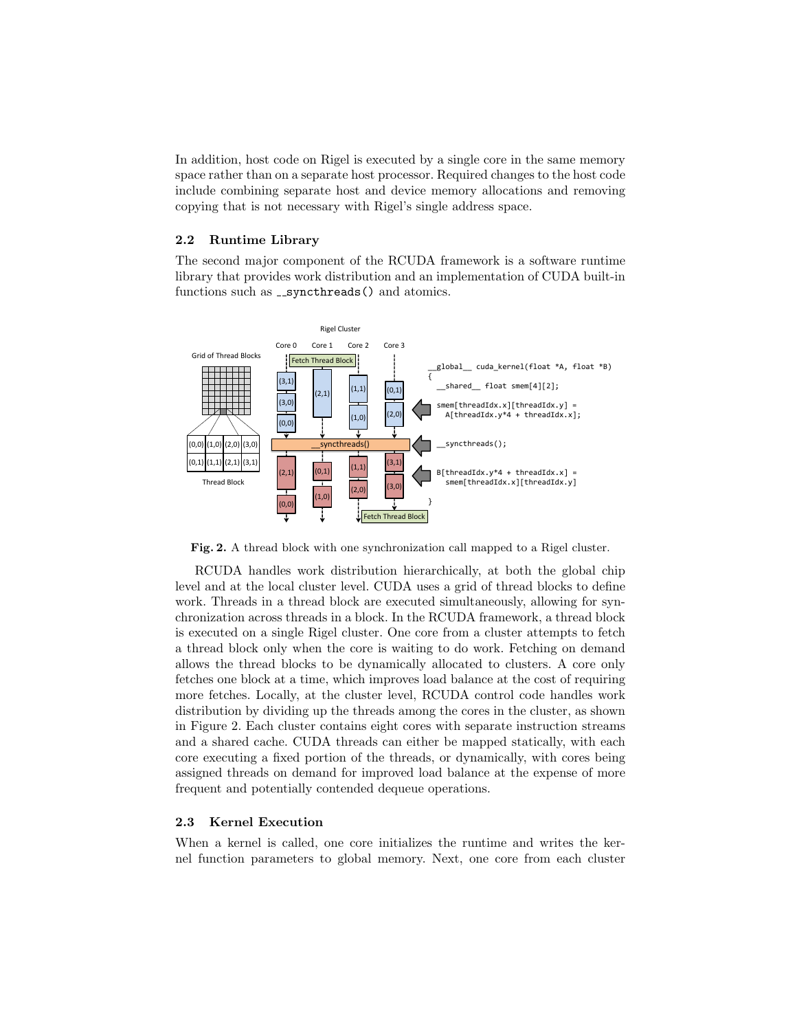In addition, host code on Rigel is executed by a single core in the same memory space rather than on a separate host processor. Required changes to the host code include combining separate host and device memory allocations and removing copying that is not necessary with Rigel's single address space.

### 2.2 Runtime Library

The second major component of the RCUDA framework is a software runtime library that provides work distribution and an implementation of CUDA built-in functions such as `__syncthreads()` and atomics.

Rigel Cluster

Core 0 Core 1 Core 2 Core 3

Grid of Thread Blocks

Fetch Thread Block

(3,1) (2,1) (1,1) (0,1)

(3,0) (1,0) (2,0)

(0,0)

__syncthreads()

(2,1) (0,1) (1,1) (3,1)

(1,0) (2,0) (3,0)

(0,0)

Fetch Thread Block

(0,0) (1,0) (2,0) (3,0)

(0,1) (1,1) (2,1) (3,1)

Thread Block

```
__global__ cuda_kernel(float *A, float *B)
{
  __shared__ float smem[4][2];

  smem[threadIdx.x][threadIdx.y] =
    A[threadIdx.y*4 + threadIdx.x];

  __syncthreads();

  B[threadIdx.y*4 + threadIdx.x] =
    smem[threadIdx.x][threadIdx.y]
}
```

**Fig. 2.** A thread block with one synchronization call mapped to a Rigel cluster.

RCUDA handles work distribution hierarchically, at both the global chip level and at the local cluster level. CUDA uses a grid of thread blocks to define work. Threads in a thread block are executed simultaneously, allowing for synchronization across threads in a block. In the RCUDA framework, a thread block is executed on a single Rigel cluster. One core from a cluster attempts to fetch a thread block only when the core is waiting to do work. Fetching on demand allows the thread blocks to be dynamically allocated to clusters. A core only fetches one block at a time, which improves load balance at the cost of requiring more fetches. Locally, at the cluster level, RCUDA control code handles work distribution by dividing up the threads among the cores in the cluster, as shown in Figure 2. Each cluster contains eight cores with separate instruction streams and a shared cache. CUDA threads can either be mapped statically, with each core executing a fixed portion of the threads, or dynamically, with cores being assigned threads on demand for improved load balance at the expense of more frequent and potentially contended dequeue operations.

### 2.3 Kernel Execution

When a kernel is called, one core initializes the runtime and writes the kernel function parameters to global memory. Next, one core from each cluster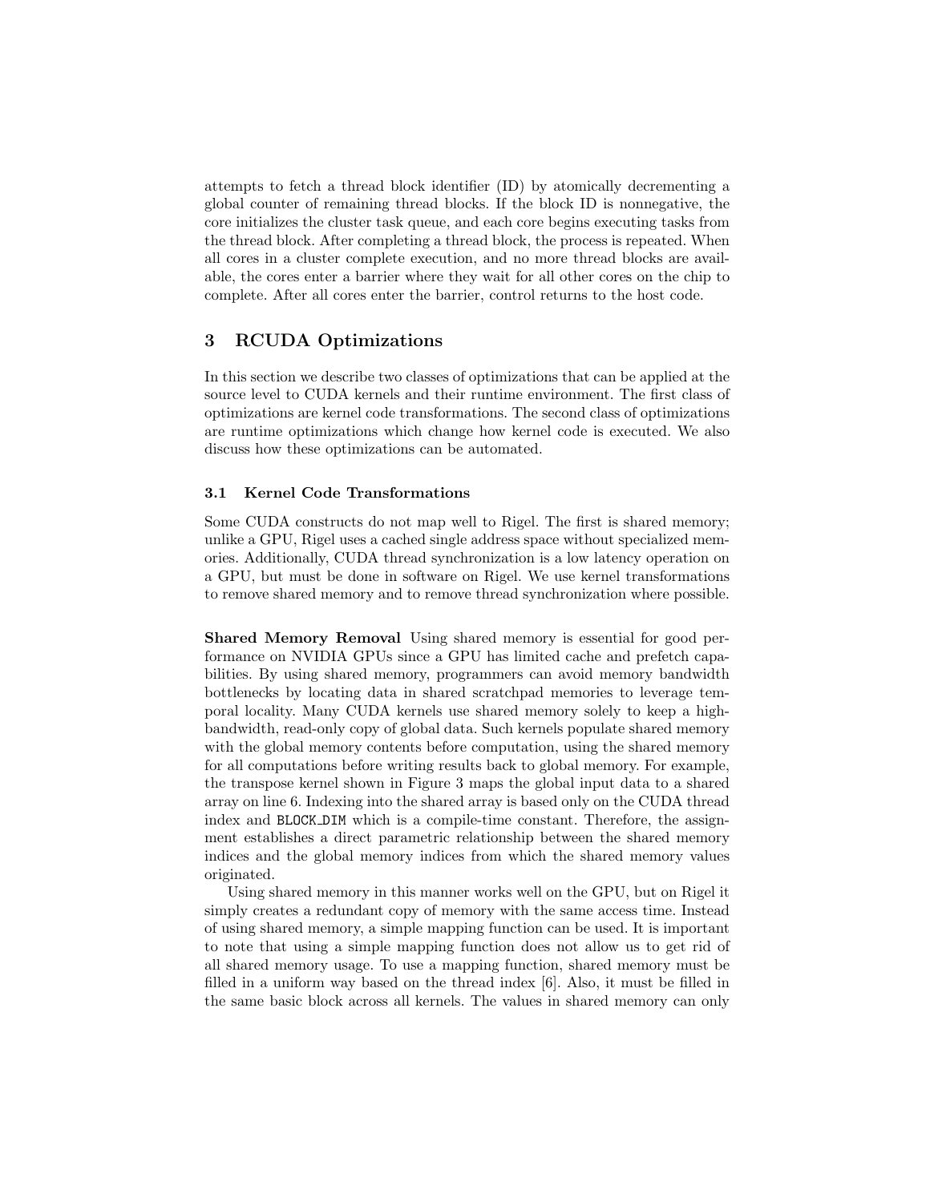attempts to fetch a thread block identifier (ID) by atomically decrementing a global counter of remaining thread blocks. If the block ID is nonnegative, the core initializes the cluster task queue, and each core begins executing tasks from the thread block. After completing a thread block, the process is repeated. When all cores in a cluster complete execution, and no more thread blocks are available, the cores enter a barrier where they wait for all other cores on the chip to complete. After all cores enter the barrier, control returns to the host code.

## 3 RCUDA Optimizations

In this section we describe two classes of optimizations that can be applied at the source level to CUDA kernels and their runtime environment. The first class of optimizations are kernel code transformations. The second class of optimizations are runtime optimizations which change how kernel code is executed. We also discuss how these optimizations can be automated.

### 3.1 Kernel Code Transformations

Some CUDA constructs do not map well to Rigel. The first is shared memory; unlike a GPU, Rigel uses a cached single address space without specialized memories. Additionally, CUDA thread synchronization is a low latency operation on a GPU, but must be done in software on Rigel. We use kernel transformations to remove shared memory and to remove thread synchronization where possible.

**Shared Memory Removal** Using shared memory is essential for good performance on NVIDIA GPUs since a GPU has limited cache and prefetch capabilities. By using shared memory, programmers can avoid memory bandwidth bottlenecks by locating data in shared scratchpad memories to leverage temporal locality. Many CUDA kernels use shared memory solely to keep a high-bandwidth, read-only copy of global data. Such kernels populate shared memory with the global memory contents before computation, using the shared memory for all computations before writing results back to global memory. For example, the transpose kernel shown in Figure 3 maps the global input data to a shared array on line 6. Indexing into the shared array is based only on the CUDA thread index and `BLOCK_DIM` which is a compile-time constant. Therefore, the assignment establishes a direct parametric relationship between the shared memory indices and the global memory indices from which the shared memory values originated.

Using shared memory in this manner works well on the GPU, but on Rigel it simply creates a redundant copy of memory with the same access time. Instead of using shared memory, a simple mapping function can be used. It is important to note that using a simple mapping function does not allow us to get rid of all shared memory usage. To use a mapping function, shared memory must be filled in a uniform way based on the thread index [6]. Also, it must be filled in the same basic block across all kernels. The values in shared memory can only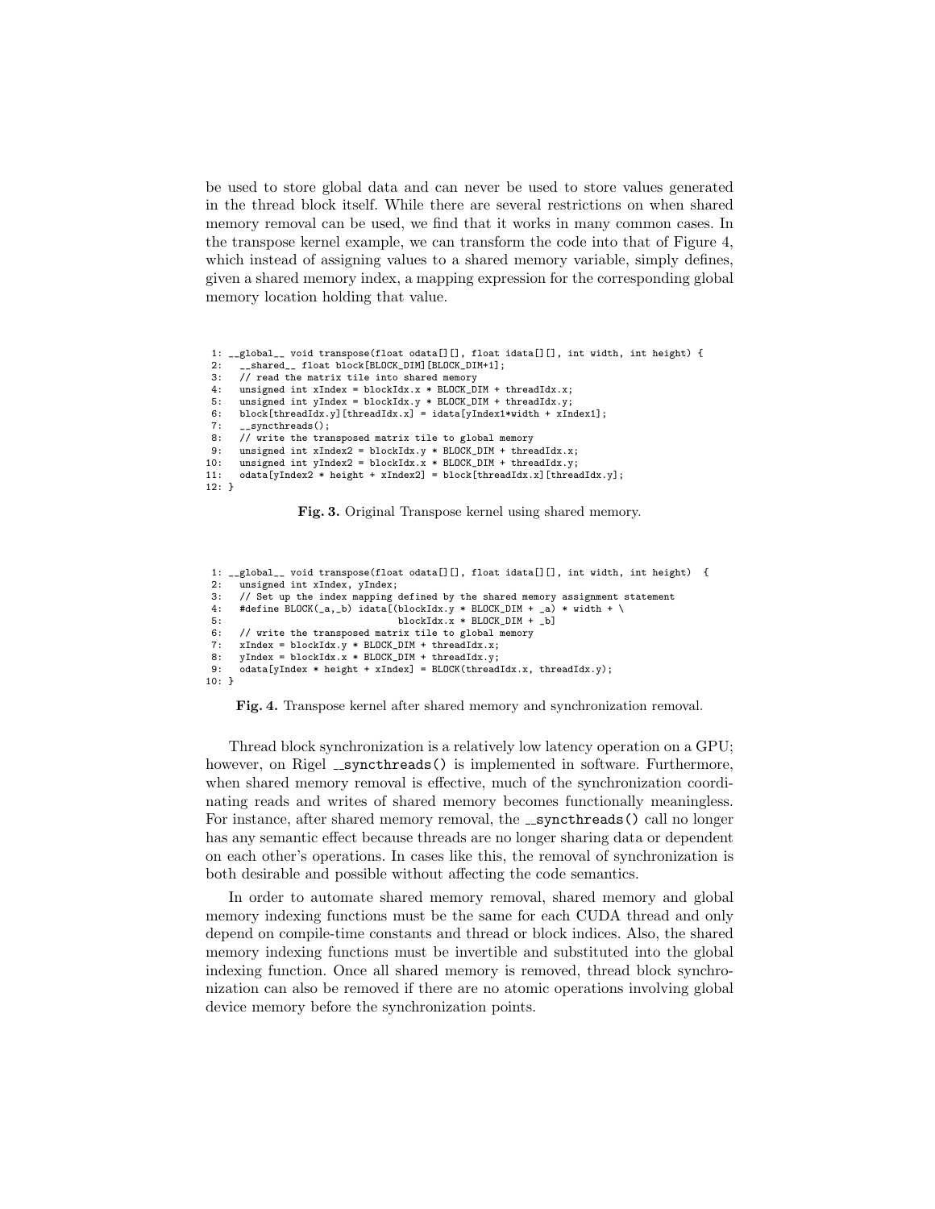be used to store global data and can never be used to store values generated in the thread block itself. While there are several restrictions on when shared memory removal can be used, we find that it works in many common cases. In the transpose kernel example, we can transform the code into that of Figure 4, which instead of assigning values to a shared memory variable, simply defines, given a shared memory index, a mapping expression for the corresponding global memory location holding that value.

```
 1: __global__ void transpose(float odata[][], float idata[][], int width, int height) {
 2:   __shared__ float block[BLOCK_DIM][BLOCK_DIM+1];
 3:   // read the matrix tile into shared memory
 4:   unsigned int xIndex = blockIdx.x * BLOCK_DIM + threadIdx.x;
 5:   unsigned int yIndex = blockIdx.y * BLOCK_DIM + threadIdx.y;
 6:   block[threadIdx.y][threadIdx.x] = idata[yIndex1*width + xIndex1];
 7:   __syncthreads();
 8:   // write the transposed matrix tile to global memory
 9:   unsigned int xIndex2 = blockIdx.y * BLOCK_DIM + threadIdx.x;
10:   unsigned int yIndex2 = blockIdx.x * BLOCK_DIM + threadIdx.y;
11:   odata[yIndex2 * height + xIndex2] = block[threadIdx.x][threadIdx.y];
12: }
```

**Fig. 3.** Original Transpose kernel using shared memory.

```
 1: __global__ void transpose(float odata[][], float idata[][], int width, int height)  {
 2:   unsigned int xIndex, yIndex;
 3:   // Set up the index mapping defined by the shared memory assignment statement
 4:   #define BLOCK(_a,_b) idata[(blockIdx.y * BLOCK_DIM + _a) * width + \
 5:                               blockIdx.x * BLOCK_DIM + _b]
 6:   // write the transposed matrix tile to global memory
 7:   xIndex = blockIdx.y * BLOCK_DIM + threadIdx.x;
 8:   yIndex = blockIdx.x * BLOCK_DIM + threadIdx.y;
 9:   odata[yIndex * height + xIndex] = BLOCK(threadIdx.x, threadIdx.y);
10: }
```

**Fig. 4.** Transpose kernel after shared memory and synchronization removal.

Thread block synchronization is a relatively low latency operation on a GPU; however, on Rigel `__syncthreads()` is implemented in software. Furthermore, when shared memory removal is effective, much of the synchronization coordinating reads and writes of shared memory becomes functionally meaningless. For instance, after shared memory removal, the `__syncthreads()` call no longer has any semantic effect because threads are no longer sharing data or dependent on each other's operations. In cases like this, the removal of synchronization is both desirable and possible without affecting the code semantics.

In order to automate shared memory removal, shared memory and global memory indexing functions must be the same for each CUDA thread and only depend on compile-time constants and thread or block indices. Also, the shared memory indexing functions must be invertible and substituted into the global indexing function. Once all shared memory is removed, thread block synchronization can also be removed if there are no atomic operations involving global device memory before the synchronization points.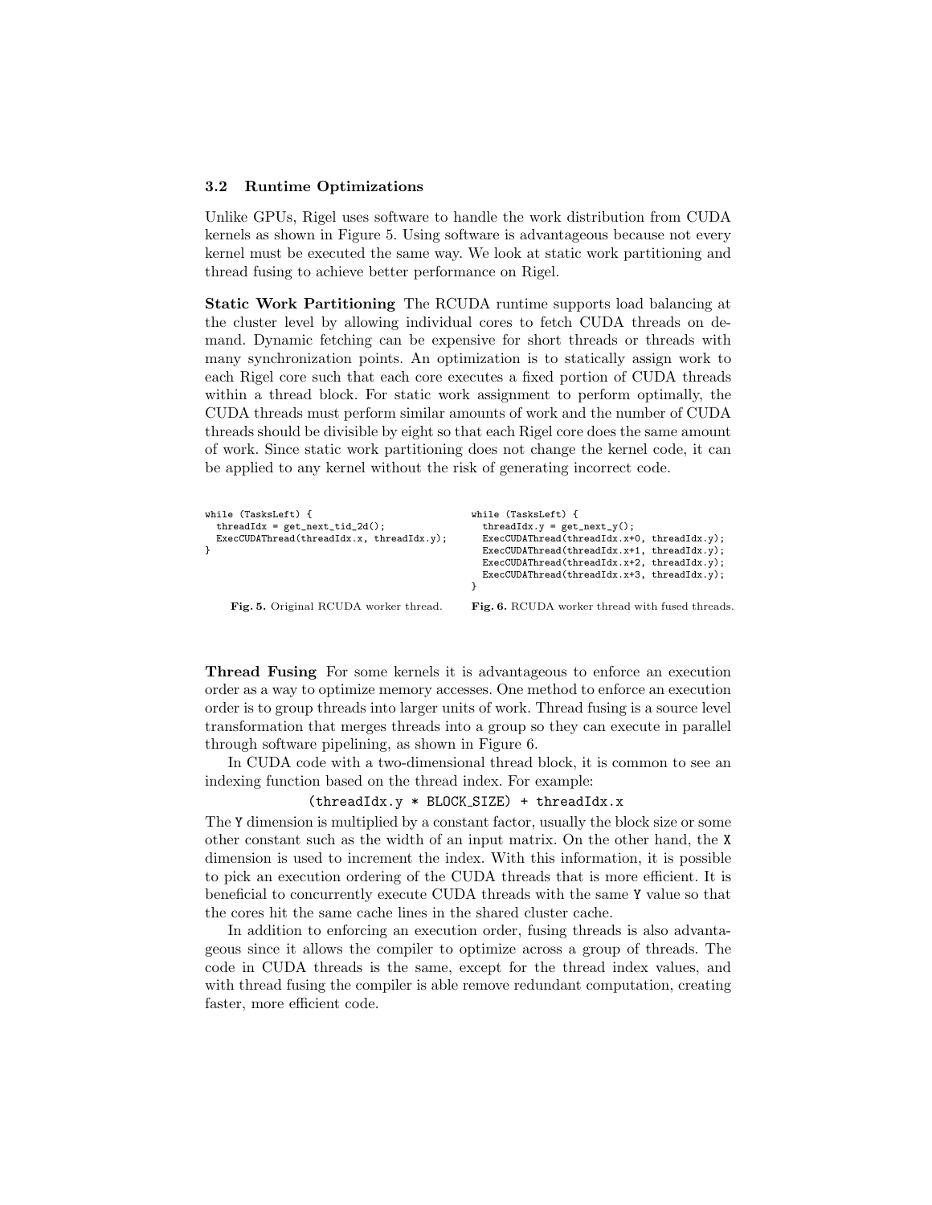### 3.2 Runtime Optimizations

Unlike GPUs, Rigel uses software to handle the work distribution from CUDA kernels as shown in Figure 5. Using software is advantageous because not every kernel must be executed the same way. We look at static work partitioning and thread fusing to achieve better performance on Rigel.

**Static Work Partitioning** The RCUDA runtime supports load balancing at the cluster level by allowing individual cores to fetch CUDA threads on demand. Dynamic fetching can be expensive for short threads or threads with many synchronization points. An optimization is to statically assign work to each Rigel core such that each core executes a fixed portion of CUDA threads within a thread block. For static work assignment to perform optimally, the CUDA threads must perform similar amounts of work and the number of CUDA threads should be divisible by eight so that each Rigel core does the same amount of work. Since static work partitioning does not change the kernel code, it can be applied to any kernel without the risk of generating incorrect code.

```
while (TasksLeft) {
  threadIdx = get_next_tid_2d();
  ExecCUDAThread(threadIdx.x, threadIdx.y);
}
```

**Fig. 5.** Original RCUDA worker thread.

```
while (TasksLeft) {
  threadIdx.y = get_next_y();
  ExecCUDAThread(threadIdx.x+0, threadIdx.y);
  ExecCUDAThread(threadIdx.x+1, threadIdx.y);
  ExecCUDAThread(threadIdx.x+2, threadIdx.y);
  ExecCUDAThread(threadIdx.x+3, threadIdx.y);
}
```

**Fig. 6.** RCUDA worker thread with fused threads.

**Thread Fusing** For some kernels it is advantageous to enforce an execution order as a way to optimize memory accesses. One method to enforce an execution order is to group threads into larger units of work. Thread fusing is a source level transformation that merges threads into a group so they can execute in parallel through software pipelining, as shown in Figure 6.

In CUDA code with a two-dimensional thread block, it is common to see an indexing function based on the thread index. For example:

```
(threadIdx.y * BLOCK_SIZE) + threadIdx.x
```

The `Y` dimension is multiplied by a constant factor, usually the block size or some other constant such as the width of an input matrix. On the other hand, the `X` dimension is used to increment the index. With this information, it is possible to pick an execution ordering of the CUDA threads that is more efficient. It is beneficial to concurrently execute CUDA threads with the same `Y` value so that the cores hit the same cache lines in the shared cluster cache.

In addition to enforcing an execution order, fusing threads is also advantageous since it allows the compiler to optimize across a group of threads. The code in CUDA threads is the same, except for the thread index values, and with thread fusing the compiler is able remove redundant computation, creating faster, more efficient code.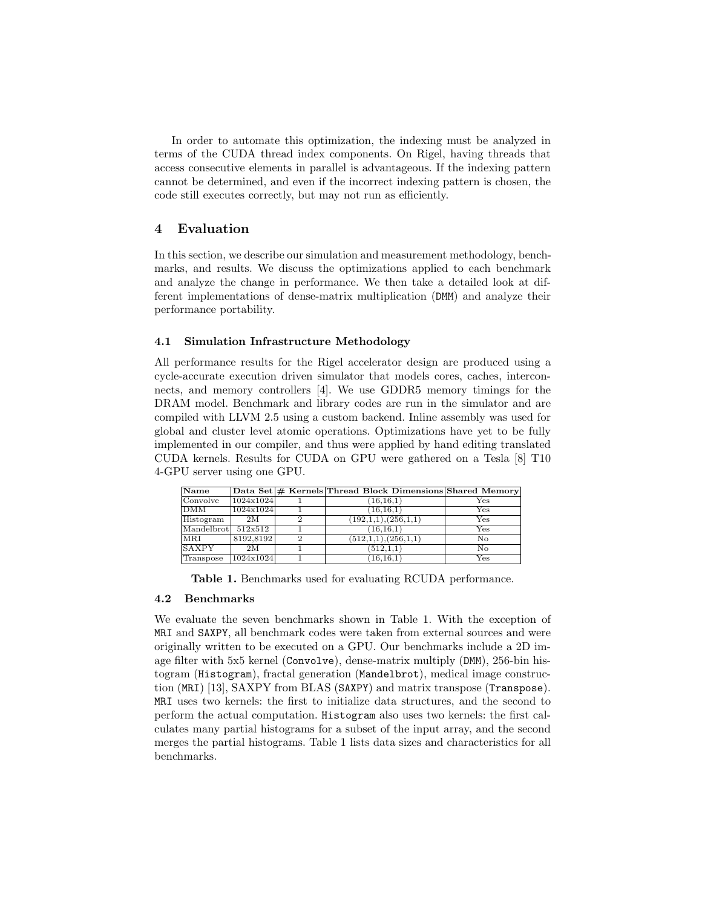In order to automate this optimization, the indexing must be analyzed in terms of the CUDA thread index components. On Rigel, having threads that access consecutive elements in parallel is advantageous. If the indexing pattern cannot be determined, and even if the incorrect indexing pattern is chosen, the code still executes correctly, but may not run as efficiently.

## 4 Evaluation

In this section, we describe our simulation and measurement methodology, benchmarks, and results. We discuss the optimizations applied to each benchmark and analyze the change in performance. We then take a detailed look at different implementations of dense-matrix multiplication (DMM) and analyze their performance portability.

### 4.1 Simulation Infrastructure Methodology

All performance results for the Rigel accelerator design are produced using a cycle-accurate execution driven simulator that models cores, caches, interconnects, and memory controllers [4]. We use GDDR5 memory timings for the DRAM model. Benchmark and library codes are run in the simulator and are compiled with LLVM 2.5 using a custom backend. Inline assembly was used for global and cluster level atomic operations. Optimizations have yet to be fully implemented in our compiler, and thus were applied by hand editing translated CUDA kernels. Results for CUDA on GPU were gathered on a Tesla [8] T10 4-GPU server using one GPU.

| Name | Data Set | # Kernels | Thread Block Dimensions | Shared Memory |
|---|---|---|---|---|
| Convolve | 1024x1024 | 1 | (16,16,1) | Yes |
| DMM | 1024x1024 | 1 | (16,16,1) | Yes |
| Histogram | 2M | 2 | (192,1,1),(256,1,1) | Yes |
| Mandelbrot | 512x512 | 1 | (16,16,1) | Yes |
| MRI | 8192,8192 | 2 | (512,1,1),(256,1,1) | No |
| SAXPY | 2M | 1 | (512,1,1) | No |
| Transpose | 1024x1024 | 1 | (16,16,1) | Yes |

**Table 1.** Benchmarks used for evaluating RCUDA performance.

### 4.2 Benchmarks

We evaluate the seven benchmarks shown in Table 1. With the exception of MRI and SAXPY, all benchmark codes were taken from external sources and were originally written to be executed on a GPU. Our benchmarks include a 2D image filter with 5x5 kernel (Convolve), dense-matrix multiply (DMM), 256-bin histogram (Histogram), fractal generation (Mandelbrot), medical image construction (MRI) [13], SAXPY from BLAS (SAXPY) and matrix transpose (Transpose). MRI uses two kernels: the first to initialize data structures, and the second to perform the actual computation. Histogram also uses two kernels: the first calculates many partial histograms for a subset of the input array, and the second merges the partial histograms. Table 1 lists data sizes and characteristics for all benchmarks.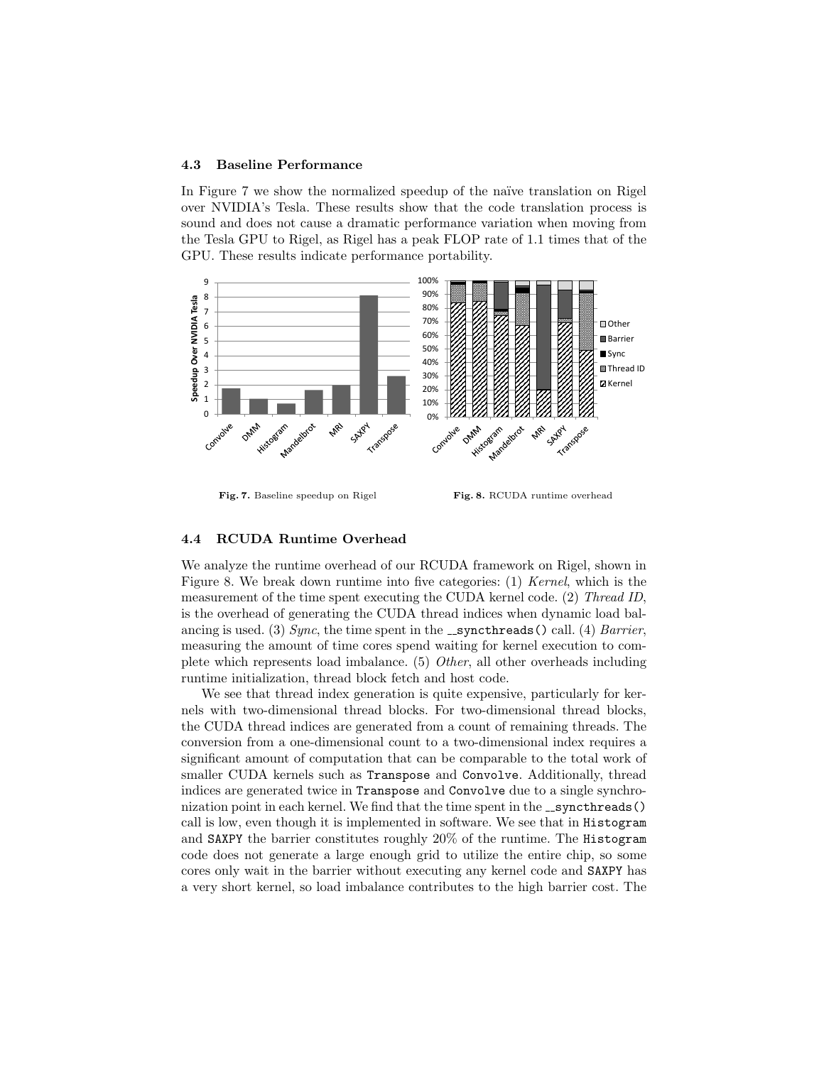### 4.3 Baseline Performance

In Figure 7 we show the normalized speedup of the naïve translation on Rigel over NVIDIA's Tesla. These results show that the code translation process is sound and does not cause a dramatic performance variation when moving from the Tesla GPU to Rigel, as Rigel has a peak FLOP rate of 1.1 times that of the GPU. These results indicate performance portability.

**Fig. 7.** Baseline speedup on Rigel

**Fig. 8.** RCUDA runtime overhead

### 4.4 RCUDA Runtime Overhead

We analyze the runtime overhead of our RCUDA framework on Rigel, shown in Figure 8. We break down runtime into five categories: (1) *Kernel*, which is the measurement of the time spent executing the CUDA kernel code. (2) *Thread ID*, is the overhead of generating the CUDA thread indices when dynamic load balancing is used. (3) *Sync*, the time spent in the `__syncthreads()` call. (4) *Barrier*, measuring the amount of time cores spend waiting for kernel execution to complete which represents load imbalance. (5) *Other*, all other overheads including runtime initialization, thread block fetch and host code.

We see that thread index generation is quite expensive, particularly for kernels with two-dimensional thread blocks. For two-dimensional thread blocks, the CUDA thread indices are generated from a count of remaining threads. The conversion from a one-dimensional count to a two-dimensional index requires a significant amount of computation that can be comparable to the total work of smaller CUDA kernels such as `Transpose` and `Convolve`. Additionally, thread indices are generated twice in `Transpose` and `Convolve` due to a single synchronization point in each kernel. We find that the time spent in the `__syncthreads()` call is low, even though it is implemented in software. We see that in `Histogram` and `SAXPY` the barrier constitutes roughly 20% of the runtime. The `Histogram` code does not generate a large enough grid to utilize the entire chip, so some cores only wait in the barrier without executing any kernel code and `SAXPY` has a very short kernel, so load imbalance contributes to the high barrier cost. The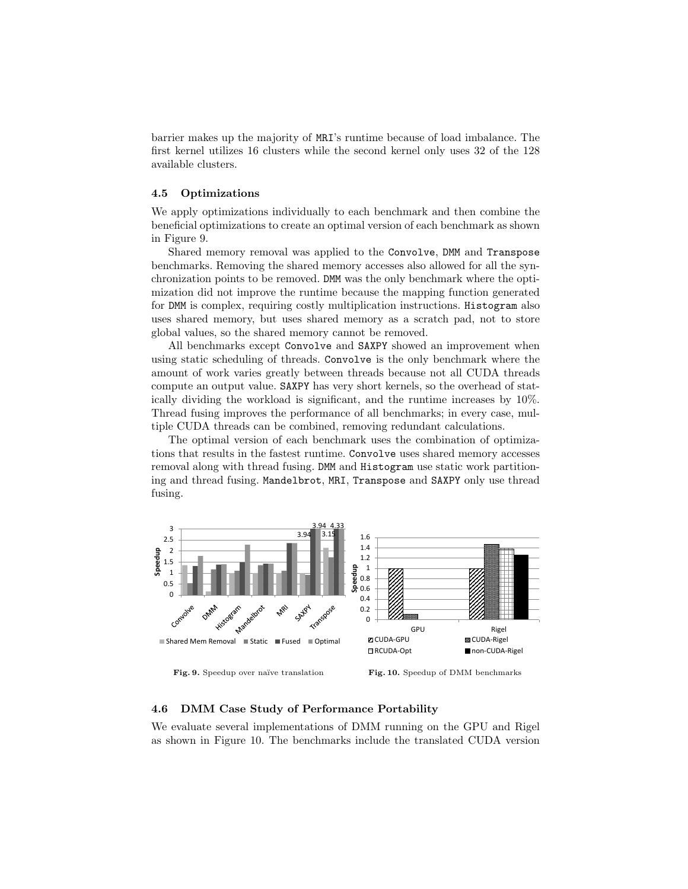barrier makes up the majority of MRI's runtime because of load imbalance. The first kernel utilizes 16 clusters while the second kernel only uses 32 of the 128 available clusters.

### 4.5 Optimizations

We apply optimizations individually to each benchmark and then combine the beneficial optimizations to create an optimal version of each benchmark as shown in Figure 9.

Shared memory removal was applied to the Convolve, DMM and Transpose benchmarks. Removing the shared memory accesses also allowed for all the synchronization points to be removed. DMM was the only benchmark where the optimization did not improve the runtime because the mapping function generated for DMM is complex, requiring costly multiplication instructions. Histogram also uses shared memory, but uses shared memory as a scratch pad, not to store global values, so the shared memory cannot be removed.

All benchmarks except Convolve and SAXPY showed an improvement when using static scheduling of threads. Convolve is the only benchmark where the amount of work varies greatly between threads because not all CUDA threads compute an output value. SAXPY has very short kernels, so the overhead of statically dividing the workload is significant, and the runtime increases by 10%. Thread fusing improves the performance of all benchmarks; in every case, multiple CUDA threads can be combined, removing redundant calculations.

The optimal version of each benchmark uses the combination of optimizations that results in the fastest runtime. Convolve uses shared memory accesses removal along with thread fusing. DMM and Histogram use static work partitioning and thread fusing. Mandelbrot, MRI, Transpose and SAXPY only use thread fusing.

**Fig. 9.** Speedup over naïve translation

**Fig. 10.** Speedup of DMM benchmarks

### 4.6 DMM Case Study of Performance Portability

We evaluate several implementations of DMM running on the GPU and Rigel as shown in Figure 10. The benchmarks include the translated CUDA version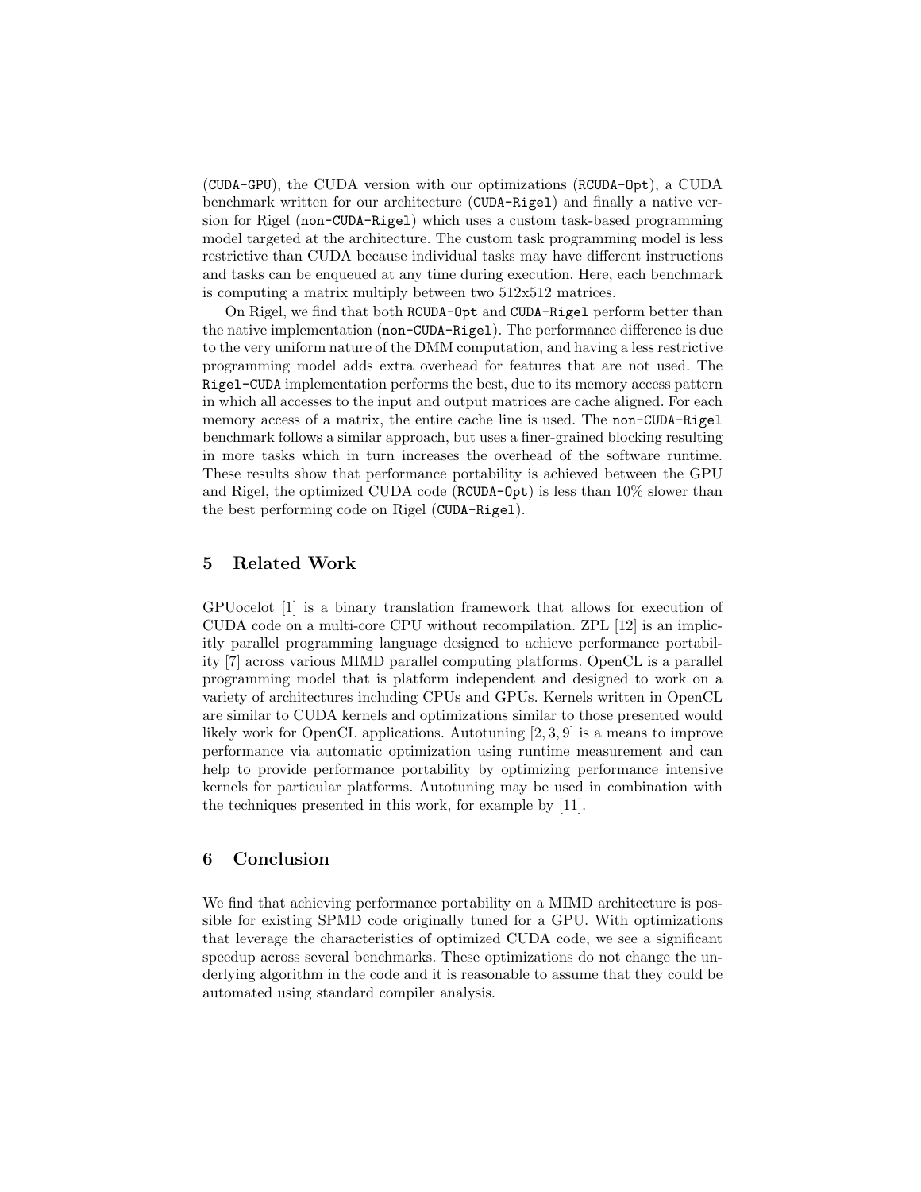(CUDA-GPU), the CUDA version with our optimizations (RCUDA-Opt), a CUDA benchmark written for our architecture (CUDA-Rigel) and finally a native version for Rigel (non-CUDA-Rigel) which uses a custom task-based programming model targeted at the architecture. The custom task programming model is less restrictive than CUDA because individual tasks may have different instructions and tasks can be enqueued at any time during execution. Here, each benchmark is computing a matrix multiply between two 512x512 matrices.

On Rigel, we find that both RCUDA-Opt and CUDA-Rigel perform better than the native implementation (non-CUDA-Rigel). The performance difference is due to the very uniform nature of the DMM computation, and having a less restrictive programming model adds extra overhead for features that are not used. The Rigel-CUDA implementation performs the best, due to its memory access pattern in which all accesses to the input and output matrices are cache aligned. For each memory access of a matrix, the entire cache line is used. The non-CUDA-Rigel benchmark follows a similar approach, but uses a finer-grained blocking resulting in more tasks which in turn increases the overhead of the software runtime. These results show that performance portability is achieved between the GPU and Rigel, the optimized CUDA code (RCUDA-Opt) is less than 10% slower than the best performing code on Rigel (CUDA-Rigel).

## 5 Related Work

GPUocelot [1] is a binary translation framework that allows for execution of CUDA code on a multi-core CPU without recompilation. ZPL [12] is an implicitly parallel programming language designed to achieve performance portability [7] across various MIMD parallel computing platforms. OpenCL is a parallel programming model that is platform independent and designed to work on a variety of architectures including CPUs and GPUs. Kernels written in OpenCL are similar to CUDA kernels and optimizations similar to those presented would likely work for OpenCL applications. Autotuning [2, 3, 9] is a means to improve performance via automatic optimization using runtime measurement and can help to provide performance portability by optimizing performance intensive kernels for particular platforms. Autotuning may be used in combination with the techniques presented in this work, for example by [11].

## 6 Conclusion

We find that achieving performance portability on a MIMD architecture is possible for existing SPMD code originally tuned for a GPU. With optimizations that leverage the characteristics of optimized CUDA code, we see a significant speedup across several benchmarks. These optimizations do not change the underlying algorithm in the code and it is reasonable to assume that they could be automated using standard compiler analysis.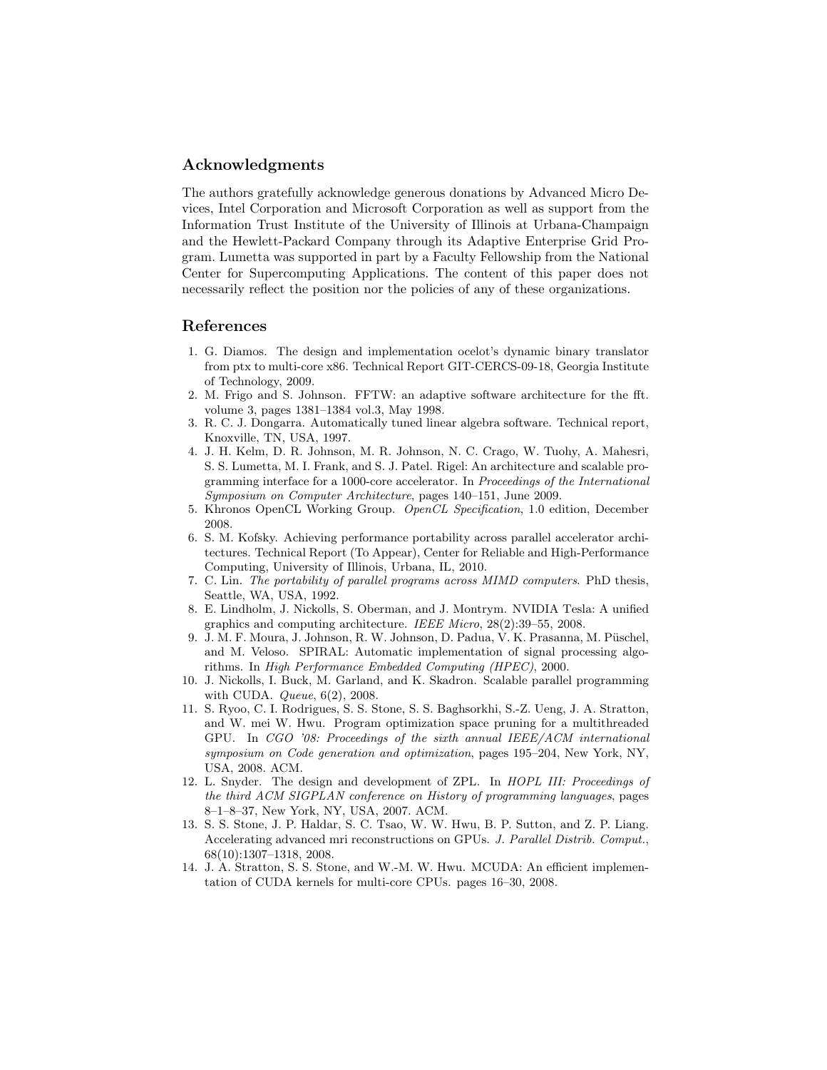## Acknowledgments

The authors gratefully acknowledge generous donations by Advanced Micro Devices, Intel Corporation and Microsoft Corporation as well as support from the Information Trust Institute of the University of Illinois at Urbana-Champaign and the Hewlett-Packard Company through its Adaptive Enterprise Grid Program. Lumetta was supported in part by a Faculty Fellowship from the National Center for Supercomputing Applications. The content of this paper does not necessarily reflect the position nor the policies of any of these organizations.

## References

1. G. Diamos. The design and implementation ocelot's dynamic binary translator from ptx to multi-core x86. Technical Report GIT-CERCS-09-18, Georgia Institute of Technology, 2009.
2. M. Frigo and S. Johnson. FFTW: an adaptive software architecture for the fft. volume 3, pages 1381–1384 vol.3, May 1998.
3. R. C. J. Dongarra. Automatically tuned linear algebra software. Technical report, Knoxville, TN, USA, 1997.
4. J. H. Kelm, D. R. Johnson, M. R. Johnson, N. C. Crago, W. Tuohy, A. Mahesri, S. S. Lumetta, M. I. Frank, and S. J. Patel. Rigel: An architecture and scalable programming interface for a 1000-core accelerator. In *Proceedings of the International Symposium on Computer Architecture*, pages 140–151, June 2009.
5. Khronos OpenCL Working Group. *OpenCL Specification*, 1.0 edition, December 2008.
6. S. M. Kofsky. Achieving performance portability across parallel accelerator architectures. Technical Report (To Appear), Center for Reliable and High-Performance Computing, University of Illinois, Urbana, IL, 2010.
7. C. Lin. *The portability of parallel programs across MIMD computers*. PhD thesis, Seattle, WA, USA, 1992.
8. E. Lindholm, J. Nickolls, S. Oberman, and J. Montrym. NVIDIA Tesla: A unified graphics and computing architecture. *IEEE Micro*, 28(2):39–55, 2008.
9. J. M. F. Moura, J. Johnson, R. W. Johnson, D. Padua, V. K. Prasanna, M. Püschel, and M. Veloso. SPIRAL: Automatic implementation of signal processing algorithms. In *High Performance Embedded Computing (HPEC)*, 2000.
10. J. Nickolls, I. Buck, M. Garland, and K. Skadron. Scalable parallel programming with CUDA. *Queue*, 6(2), 2008.
11. S. Ryoo, C. I. Rodrigues, S. S. Stone, S. S. Baghsorkhi, S.-Z. Ueng, J. A. Stratton, and W. mei W. Hwu. Program optimization space pruning for a multithreaded GPU. In *CGO '08: Proceedings of the sixth annual IEEE/ACM international symposium on Code generation and optimization*, pages 195–204, New York, NY, USA, 2008. ACM.
12. L. Snyder. The design and development of ZPL. In *HOPL III: Proceedings of the third ACM SIGPLAN conference on History of programming languages*, pages 8–1–8–37, New York, NY, USA, 2007. ACM.
13. S. S. Stone, J. P. Haldar, S. C. Tsao, W. W. Hwu, B. P. Sutton, and Z. P. Liang. Accelerating advanced mri reconstructions on GPUs. *J. Parallel Distrib. Comput.*, 68(10):1307–1318, 2008.
14. J. A. Stratton, S. S. Stone, and W.-M. W. Hwu. MCUDA: An efficient implementation of CUDA kernels for multi-core CPUs. pages 16–30, 2008.